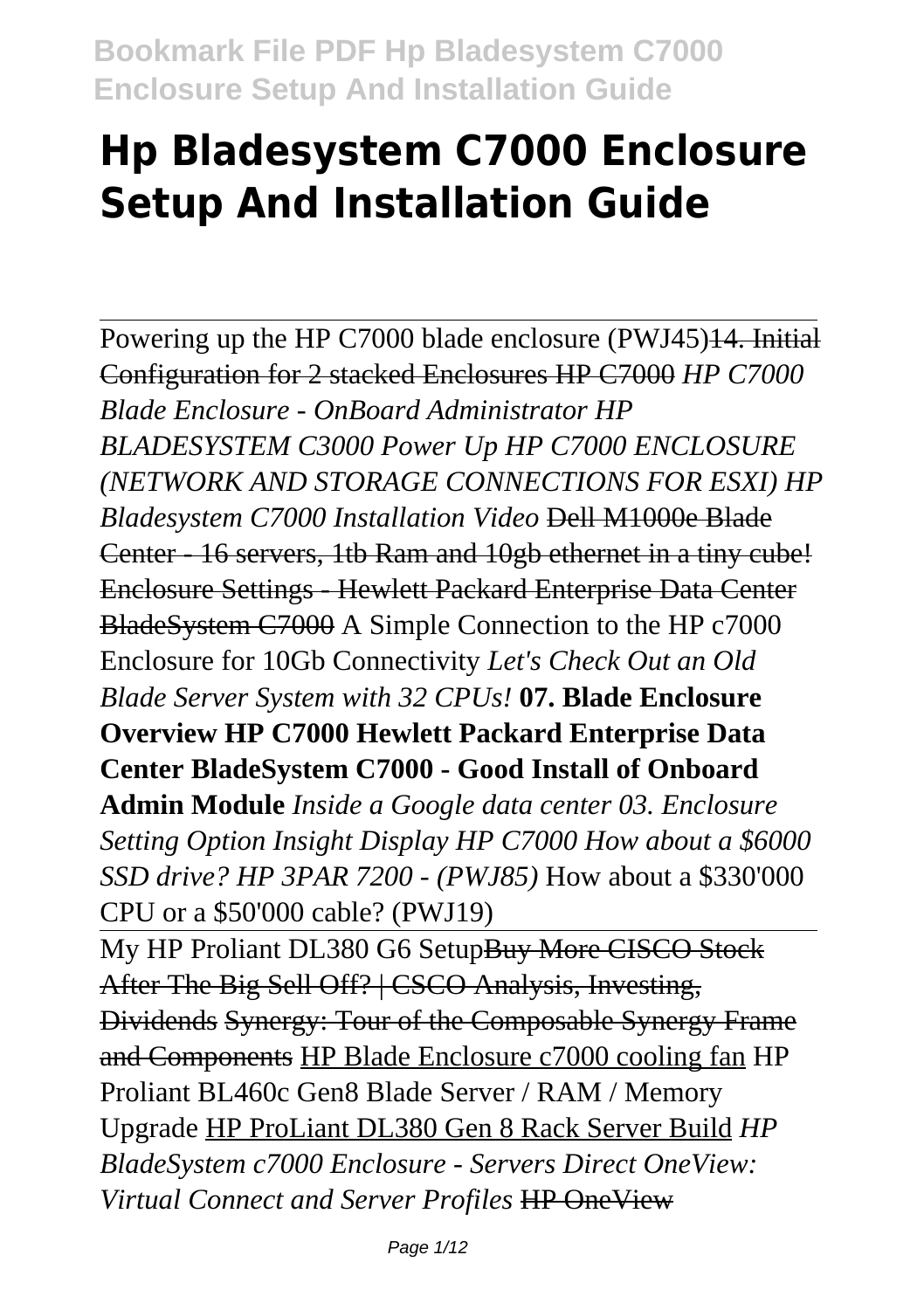# Hp Bladesystem C7000 Enclosure Setup And Installation Guide

Powering up the HP C7000 blade enclosure (PWJ45)~~14. Initial Configuration for 2 stacked Enclosures HP C7000~~ *HP C7000 Blade Enclosure - OnBoard Administrator HP BLADESYSTEM C3000 Power Up HP C7000 ENCLOSURE (NETWORK AND STORAGE CONNECTIONS FOR ESXI) HP Bladesystem C7000 Installation Video* ~~Dell M1000e Blade Center - 16 servers, 1tb Ram and 10gb ethernet in a tiny cube! Enclosure Settings - Hewlett Packard Enterprise Data Center BladeSystem C7000~~ A Simple Connection to the HP c7000 Enclosure for 10Gb Connectivity *Let's Check Out an Old Blade Server System with 32 CPUs!* **07. Blade Enclosure Overview HP C7000 Hewlett Packard Enterprise Data Center BladeSystem C7000 - Good Install of Onboard Admin Module** *Inside a Google data center 03. Enclosure Setting Option Insight Display HP C7000 How about a $6000 SSD drive? HP 3PAR 7200 - (PWJ85)* How about a $330'000 CPU or a $50'000 cable? (PWJ19)

My HP Proliant DL380 G6 Setup~~Buy More CISCO Stock After The Big Sell Off? | CSCO Analysis, Investing, Dividends Synergy: Tour of the Composable Synergy Frame and Components~~ HP Blade Enclosure c7000 cooling fan HP Proliant BL460c Gen8 Blade Server / RAM / Memory Upgrade HP ProLiant DL380 Gen 8 Rack Server Build *HP BladeSystem c7000 Enclosure - Servers Direct OneView: Virtual Connect and Server Profiles* ~~HP OneView~~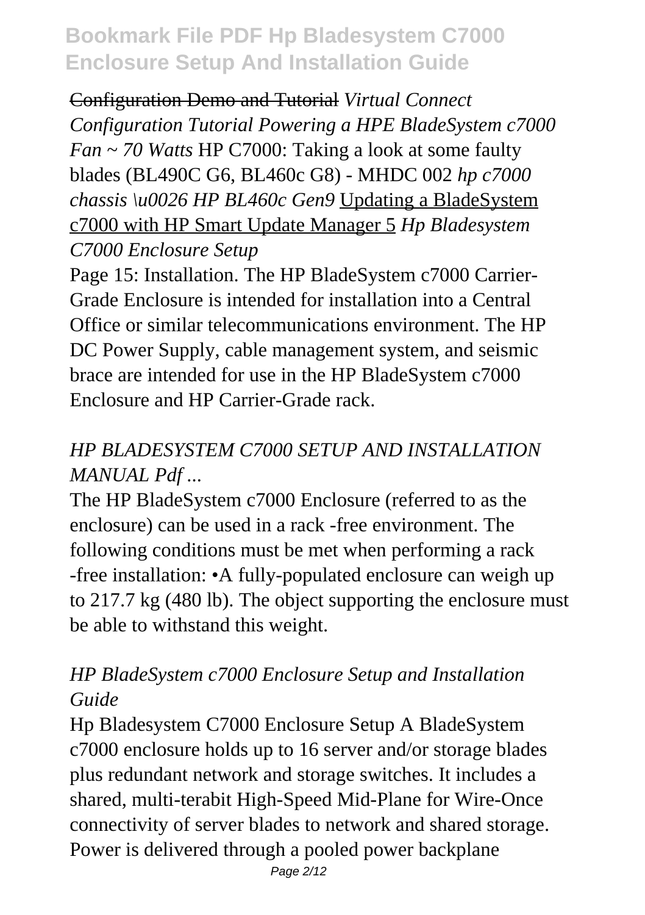~~Configuration Demo and Tutorial~~ *Virtual Connect Configuration Tutorial Powering a HPE BladeSystem c7000 Fan ~ 70 Watts* HP C7000: Taking a look at some faulty blades (BL490C G6, BL460c G8) - MHDC 002 *hp c7000 chassis \u0026 HP BL460c Gen9* Updating a BladeSystem c7000 with HP Smart Update Manager 5 *Hp Bladesystem C7000 Enclosure Setup*

Page 15: Installation. The HP BladeSystem c7000 Carrier-Grade Enclosure is intended for installation into a Central Office or similar telecommunications environment. The HP DC Power Supply, cable management system, and seismic brace are intended for use in the HP BladeSystem c7000 Enclosure and HP Carrier-Grade rack.

## *HP BLADESYSTEM C7000 SETUP AND INSTALLATION MANUAL Pdf ...*

The HP BladeSystem c7000 Enclosure (referred to as the enclosure) can be used in a rack -free environment. The following conditions must be met when performing a rack -free installation: •A fully-populated enclosure can weigh up to 217.7 kg (480 lb). The object supporting the enclosure must be able to withstand this weight.

## *HP BladeSystem c7000 Enclosure Setup and Installation Guide*

Hp Bladesystem C7000 Enclosure Setup A BladeSystem c7000 enclosure holds up to 16 server and/or storage blades plus redundant network and storage switches. It includes a shared, multi-terabit High-Speed Mid-Plane for Wire-Once connectivity of server blades to network and shared storage. Power is delivered through a pooled power backplane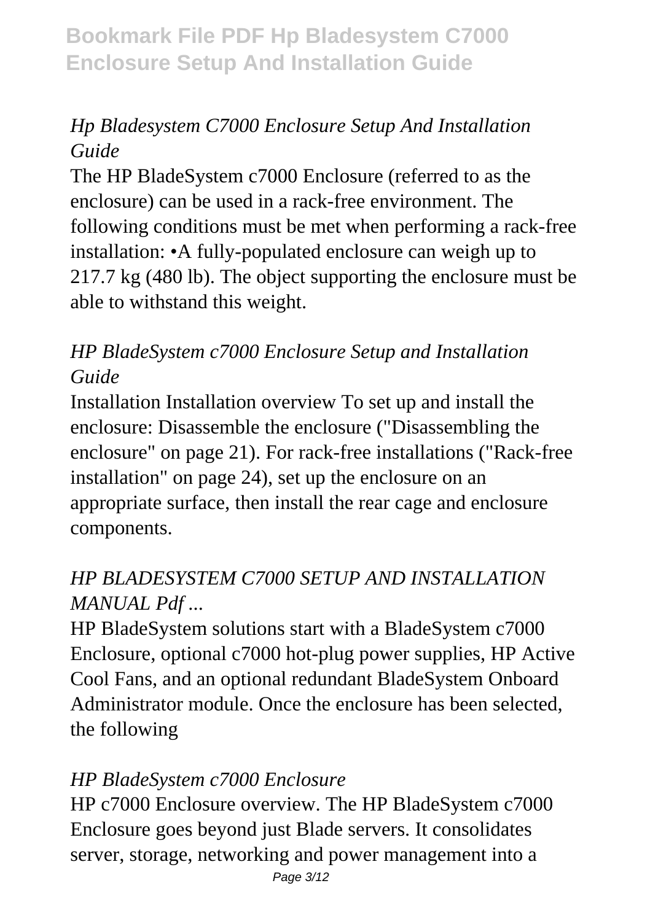### *Hp Bladesystem C7000 Enclosure Setup And Installation Guide*

The HP BladeSystem c7000 Enclosure (referred to as the enclosure) can be used in a rack-free environment. The following conditions must be met when performing a rack-free installation: •A fully-populated enclosure can weigh up to 217.7 kg (480 lb). The object supporting the enclosure must be able to withstand this weight.

### *HP BladeSystem c7000 Enclosure Setup and Installation Guide*

Installation Installation overview To set up and install the enclosure: Disassemble the enclosure ("Disassembling the enclosure" on page 21). For rack-free installations ("Rack-free installation" on page 24), set up the enclosure on an appropriate surface, then install the rear cage and enclosure components.

### *HP BLADESYSTEM C7000 SETUP AND INSTALLATION MANUAL Pdf ...*

HP BladeSystem solutions start with a BladeSystem c7000 Enclosure, optional c7000 hot-plug power supplies, HP Active Cool Fans, and an optional redundant BladeSystem Onboard Administrator module. Once the enclosure has been selected, the following

### *HP BladeSystem c7000 Enclosure*

HP c7000 Enclosure overview. The HP BladeSystem c7000 Enclosure goes beyond just Blade servers. It consolidates server, storage, networking and power management into a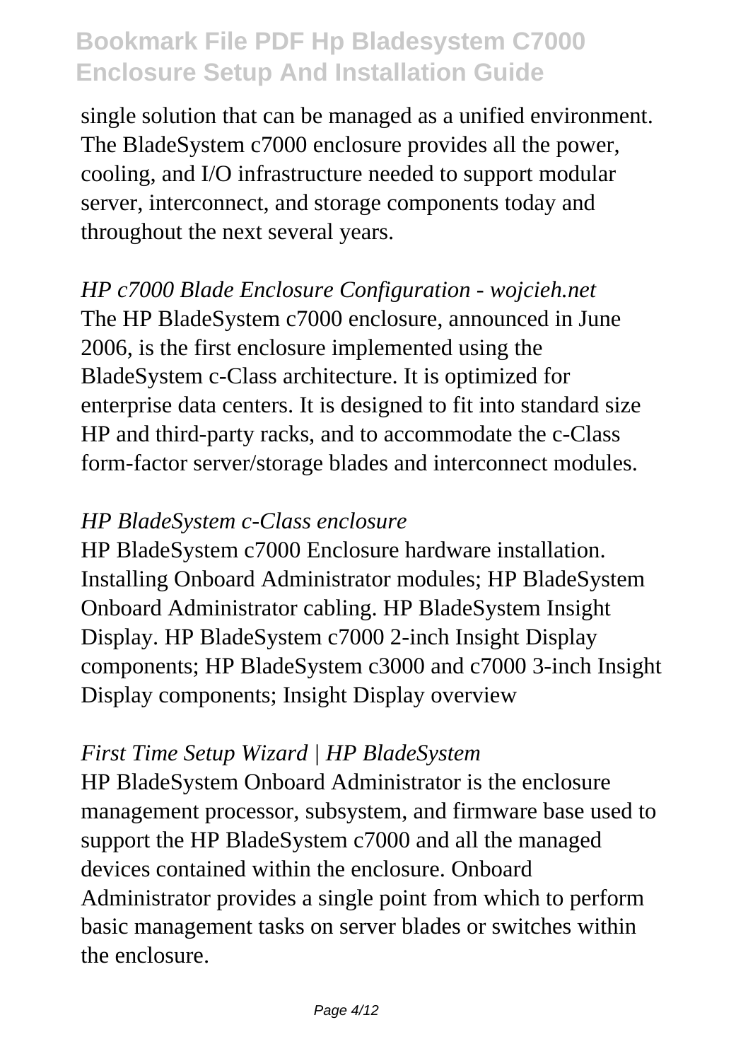single solution that can be managed as a unified environment. The BladeSystem c7000 enclosure provides all the power, cooling, and I/O infrastructure needed to support modular server, interconnect, and storage components today and throughout the next several years.

*HP c7000 Blade Enclosure Configuration - wojcieh.net*

The HP BladeSystem c7000 enclosure, announced in June 2006, is the first enclosure implemented using the BladeSystem c-Class architecture. It is optimized for enterprise data centers. It is designed to fit into standard size HP and third-party racks, and to accommodate the c-Class form-factor server/storage blades and interconnect modules.

*HP BladeSystem c-Class enclosure*

HP BladeSystem c7000 Enclosure hardware installation. Installing Onboard Administrator modules; HP BladeSystem Onboard Administrator cabling. HP BladeSystem Insight Display. HP BladeSystem c7000 2-inch Insight Display components; HP BladeSystem c3000 and c7000 3-inch Insight Display components; Insight Display overview

*First Time Setup Wizard | HP BladeSystem*

HP BladeSystem Onboard Administrator is the enclosure management processor, subsystem, and firmware base used to support the HP BladeSystem c7000 and all the managed devices contained within the enclosure. Onboard Administrator provides a single point from which to perform basic management tasks on server blades or switches within the enclosure.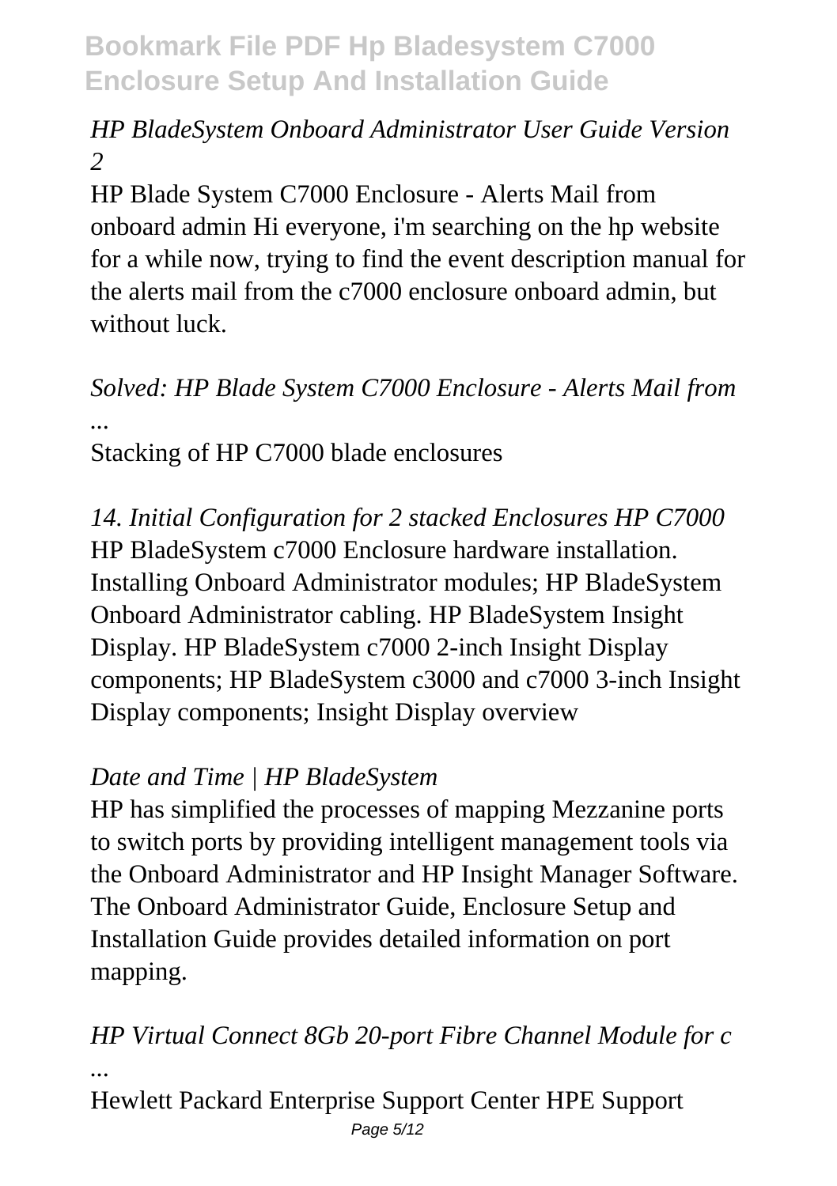*HP BladeSystem Onboard Administrator User Guide Version 2*

HP Blade System C7000 Enclosure - Alerts Mail from onboard admin Hi everyone, i'm searching on the hp website for a while now, trying to find the event description manual for the alerts mail from the c7000 enclosure onboard admin, but without luck.

*Solved: HP Blade System C7000 Enclosure - Alerts Mail from ...*

Stacking of HP C7000 blade enclosures

*14. Initial Configuration for 2 stacked Enclosures HP C7000*

HP BladeSystem c7000 Enclosure hardware installation. Installing Onboard Administrator modules; HP BladeSystem Onboard Administrator cabling. HP BladeSystem Insight Display. HP BladeSystem c7000 2-inch Insight Display components; HP BladeSystem c3000 and c7000 3-inch Insight Display components; Insight Display overview

*Date and Time | HP BladeSystem*

HP has simplified the processes of mapping Mezzanine ports to switch ports by providing intelligent management tools via the Onboard Administrator and HP Insight Manager Software. The Onboard Administrator Guide, Enclosure Setup and Installation Guide provides detailed information on port mapping.

*HP Virtual Connect 8Gb 20-port Fibre Channel Module for c ...*

Hewlett Packard Enterprise Support Center HPE Support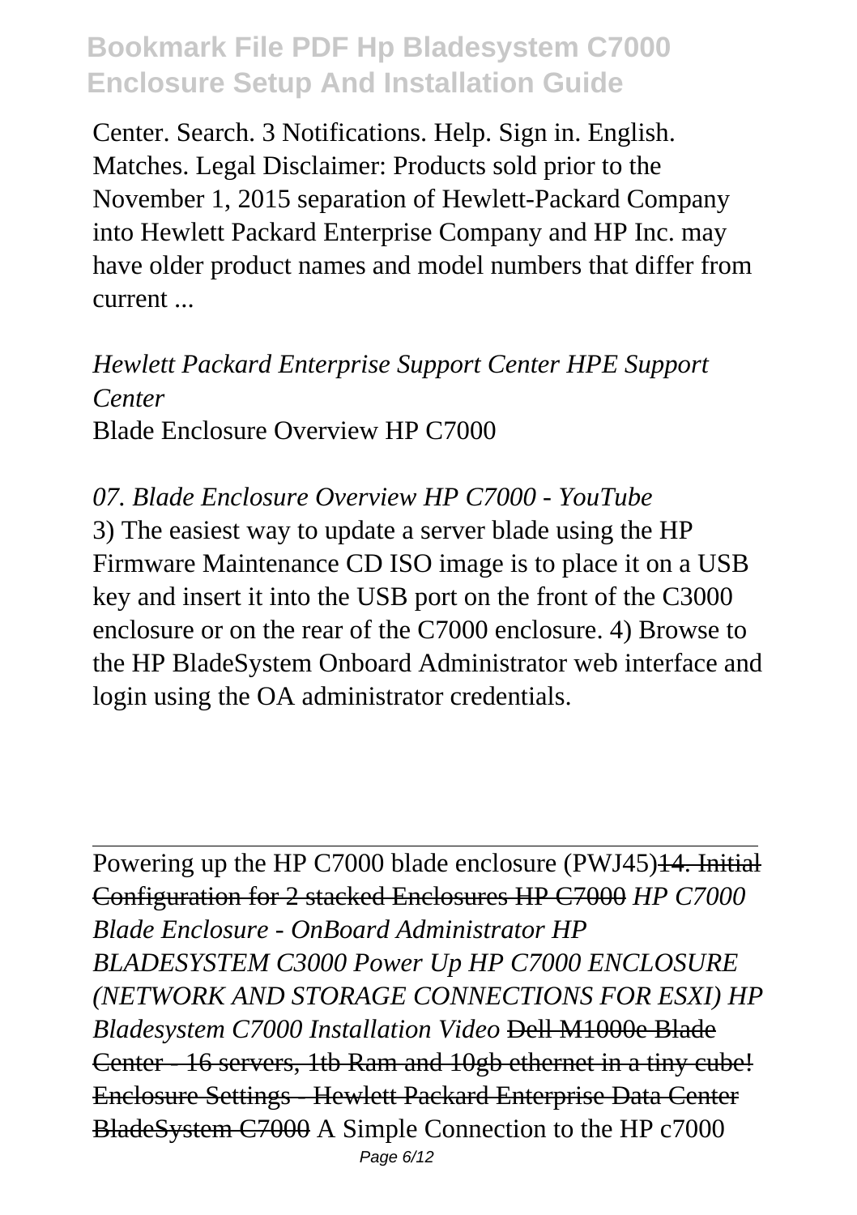Center. Search. 3 Notifications. Help. Sign in. English. Matches. Legal Disclaimer: Products sold prior to the November 1, 2015 separation of Hewlett-Packard Company into Hewlett Packard Enterprise Company and HP Inc. may have older product names and model numbers that differ from current ...

*Hewlett Packard Enterprise Support Center HPE Support Center*

Blade Enclosure Overview HP C7000

*07. Blade Enclosure Overview HP C7000 - YouTube*

3) The easiest way to update a server blade using the HP Firmware Maintenance CD ISO image is to place it on a USB key and insert it into the USB port on the front of the C3000 enclosure or on the rear of the C7000 enclosure. 4) Browse to the HP BladeSystem Onboard Administrator web interface and login using the OA administrator credentials.

---

Powering up the HP C7000 blade enclosure (PWJ45)~~14. Initial Configuration for 2 stacked Enclosures HP C7000~~ *HP C7000 Blade Enclosure - OnBoard Administrator HP BLADESYSTEM C3000 Power Up HP C7000 ENCLOSURE (NETWORK AND STORAGE CONNECTIONS FOR ESXI) HP Bladesystem C7000 Installation Video* ~~Dell M1000e Blade Center - 16 servers, 1tb Ram and 10gb ethernet in a tiny cube! Enclosure Settings - Hewlett Packard Enterprise Data Center BladeSystem C7000~~ A Simple Connection to the HP c7000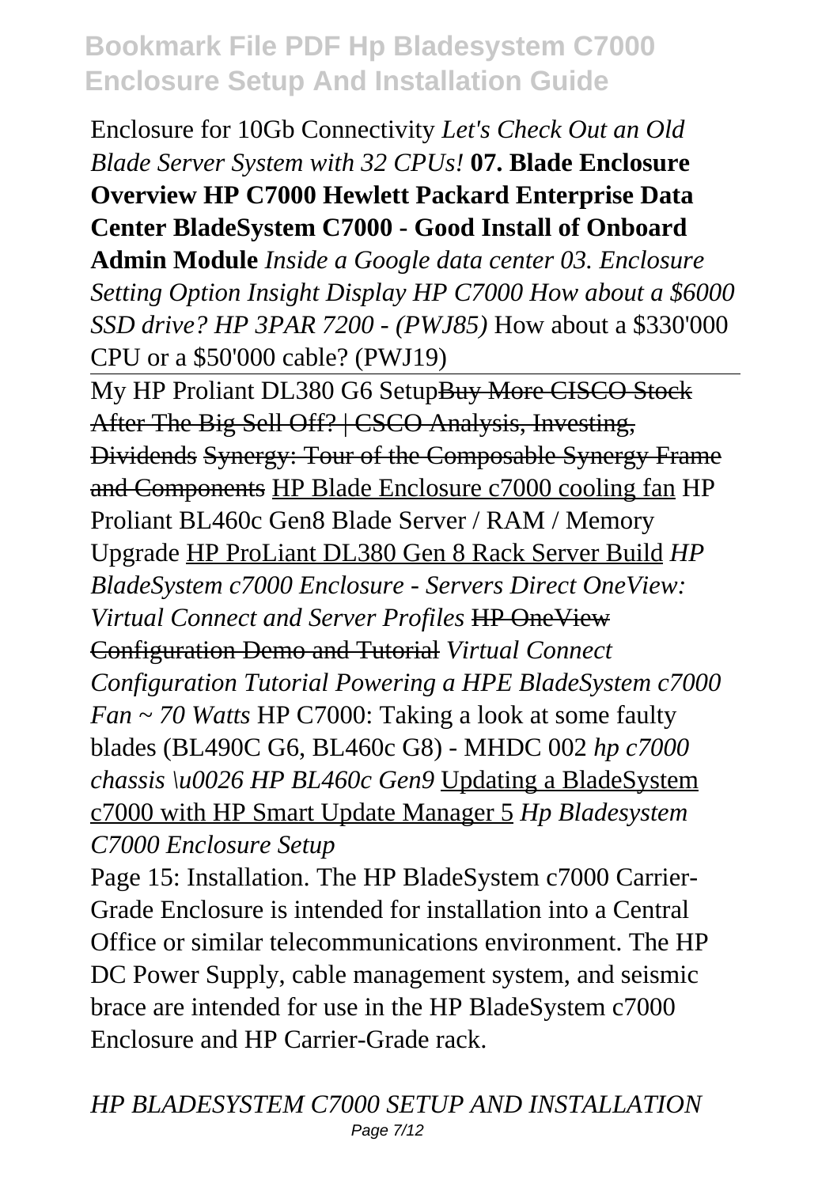Enclosure for 10Gb Connectivity *Let's Check Out an Old Blade Server System with 32 CPUs!* **07. Blade Enclosure Overview HP C7000 Hewlett Packard Enterprise Data Center BladeSystem C7000 - Good Install of Onboard Admin Module** *Inside a Google data center 03. Enclosure Setting Option Insight Display HP C7000 How about a $6000 SSD drive? HP 3PAR 7200 - (PWJ85)* How about a $330'000 CPU or a $50'000 cable? (PWJ19)

---

My HP Proliant DL380 G6 Setup~~Buy More CISCO Stock After The Big Sell Off? | CSCO Analysis, Investing, Dividends~~ ~~Synergy: Tour of the Composable Synergy Frame and Components~~ HP Blade Enclosure c7000 cooling fan HP Proliant BL460c Gen8 Blade Server / RAM / Memory Upgrade HP ProLiant DL380 Gen 8 Rack Server Build *HP BladeSystem c7000 Enclosure - Servers Direct OneView: Virtual Connect and Server Profiles* ~~HP OneView Configuration Demo and Tutorial~~ *Virtual Connect Configuration Tutorial Powering a HPE BladeSystem c7000 Fan ~ 70 Watts* HP C7000: Taking a look at some faulty blades (BL490C G6, BL460c G8) - MHDC 002 *hp c7000 chassis \u0026 HP BL460c Gen9* Updating a BladeSystem c7000 with HP Smart Update Manager 5 *Hp Bladesystem C7000 Enclosure Setup*

Page 15: Installation. The HP BladeSystem c7000 Carrier-Grade Enclosure is intended for installation into a Central Office or similar telecommunications environment. The HP DC Power Supply, cable management system, and seismic brace are intended for use in the HP BladeSystem c7000 Enclosure and HP Carrier-Grade rack.

*HP BLADESYSTEM C7000 SETUP AND INSTALLATION*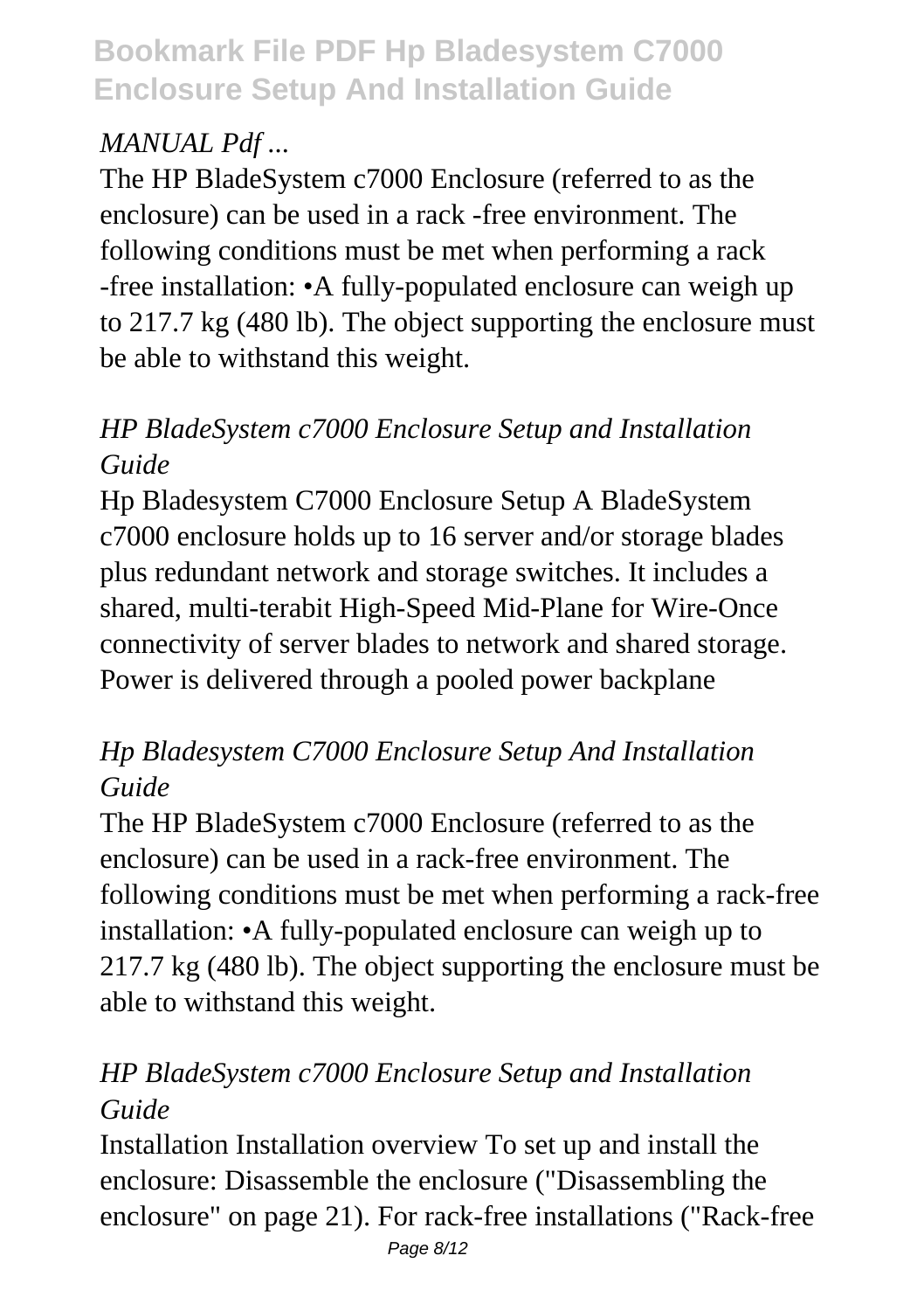*MANUAL Pdf ...*

The HP BladeSystem c7000 Enclosure (referred to as the enclosure) can be used in a rack -free environment. The following conditions must be met when performing a rack -free installation: •A fully-populated enclosure can weigh up to 217.7 kg (480 lb). The object supporting the enclosure must be able to withstand this weight.

### *HP BladeSystem c7000 Enclosure Setup and Installation Guide*

Hp Bladesystem C7000 Enclosure Setup A BladeSystem c7000 enclosure holds up to 16 server and/or storage blades plus redundant network and storage switches. It includes a shared, multi-terabit High-Speed Mid-Plane for Wire-Once connectivity of server blades to network and shared storage. Power is delivered through a pooled power backplane

### *Hp Bladesystem C7000 Enclosure Setup And Installation Guide*

The HP BladeSystem c7000 Enclosure (referred to as the enclosure) can be used in a rack-free environment. The following conditions must be met when performing a rack-free installation: •A fully-populated enclosure can weigh up to 217.7 kg (480 lb). The object supporting the enclosure must be able to withstand this weight.

### *HP BladeSystem c7000 Enclosure Setup and Installation Guide*

Installation Installation overview To set up and install the enclosure: Disassemble the enclosure ("Disassembling the enclosure" on page 21). For rack-free installations ("Rack-free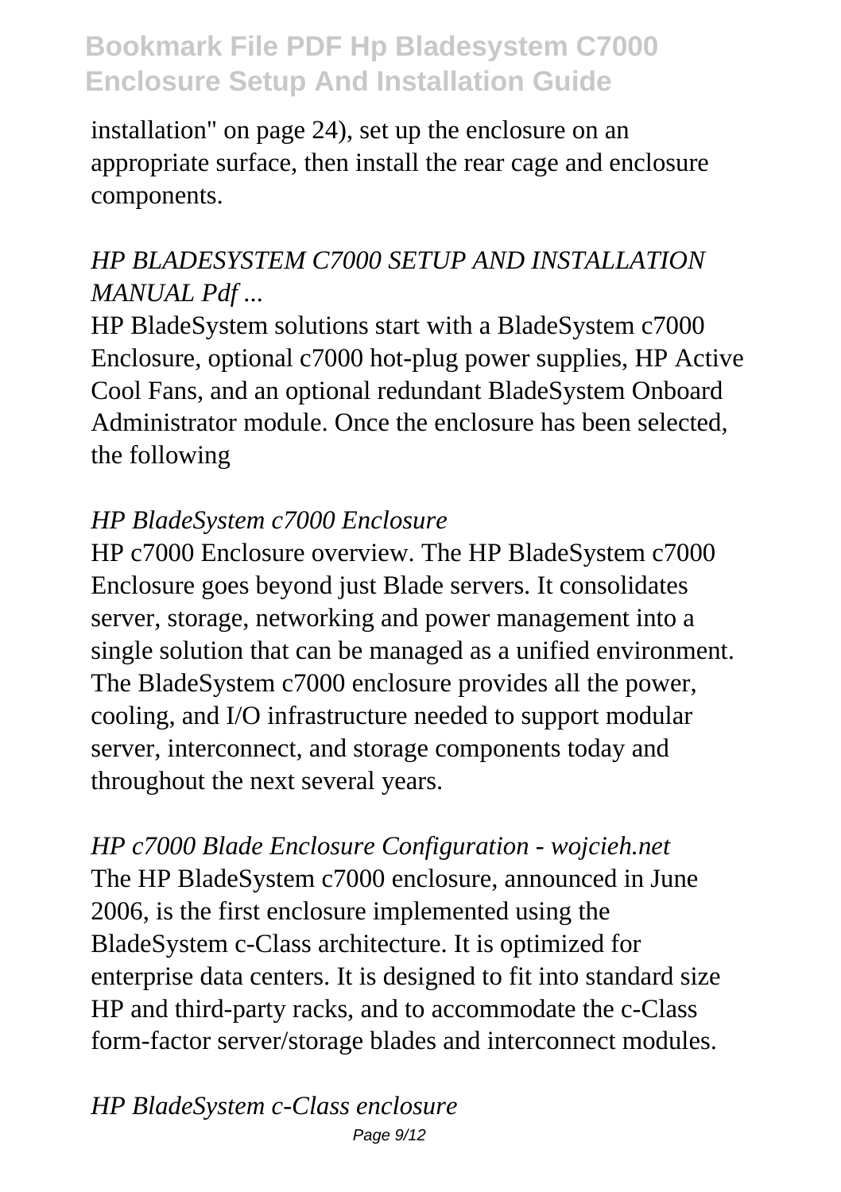installation" on page 24), set up the enclosure on an appropriate surface, then install the rear cage and enclosure components.

*HP BLADESYSTEM C7000 SETUP AND INSTALLATION MANUAL Pdf ...*

HP BladeSystem solutions start with a BladeSystem c7000 Enclosure, optional c7000 hot-plug power supplies, HP Active Cool Fans, and an optional redundant BladeSystem Onboard Administrator module. Once the enclosure has been selected, the following

*HP BladeSystem c7000 Enclosure*

HP c7000 Enclosure overview. The HP BladeSystem c7000 Enclosure goes beyond just Blade servers. It consolidates server, storage, networking and power management into a single solution that can be managed as a unified environment. The BladeSystem c7000 enclosure provides all the power, cooling, and I/O infrastructure needed to support modular server, interconnect, and storage components today and throughout the next several years.

*HP c7000 Blade Enclosure Configuration - wojcieh.net*

The HP BladeSystem c7000 enclosure, announced in June 2006, is the first enclosure implemented using the BladeSystem c-Class architecture. It is optimized for enterprise data centers. It is designed to fit into standard size HP and third-party racks, and to accommodate the c-Class form-factor server/storage blades and interconnect modules.

*HP BladeSystem c-Class enclosure*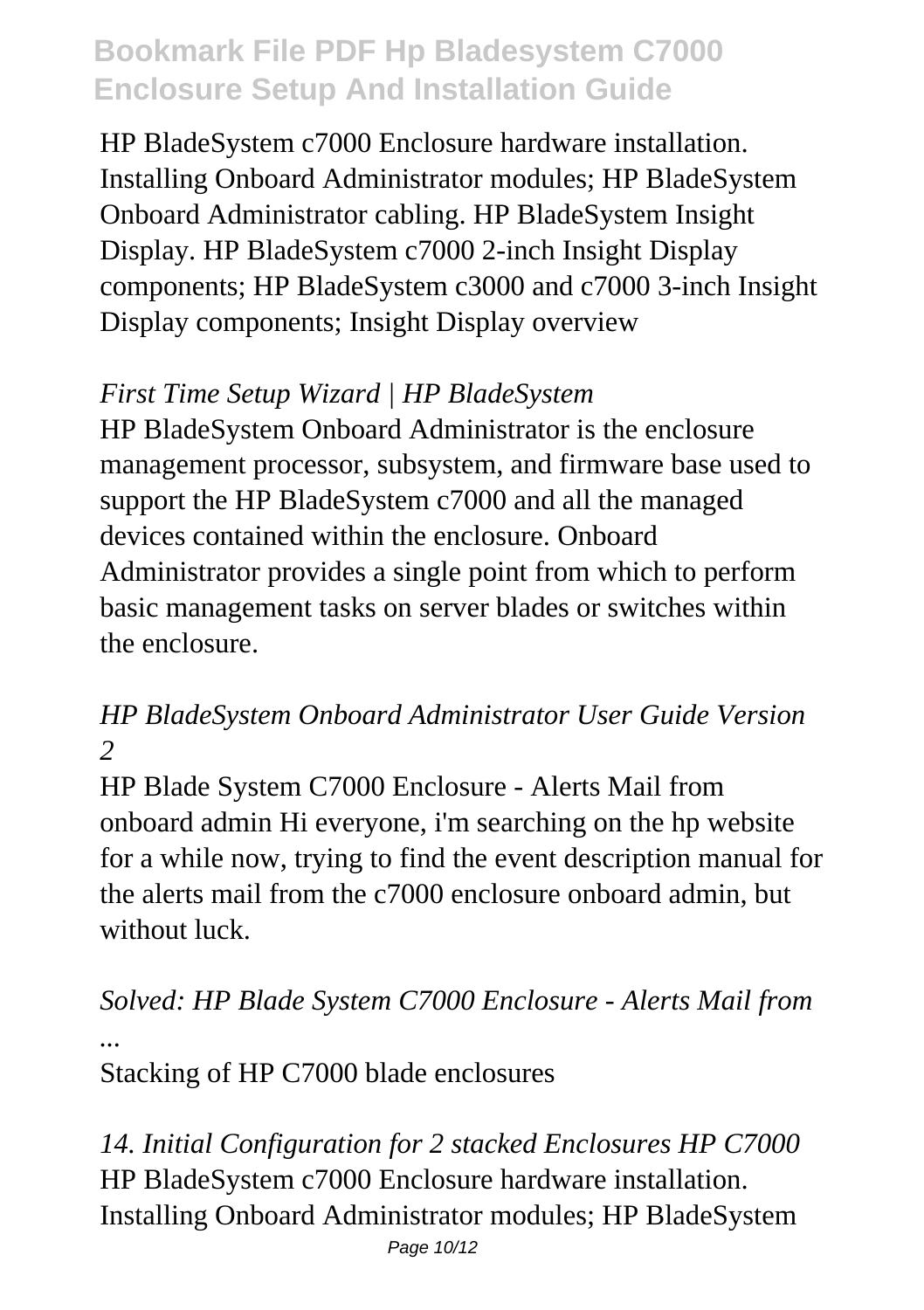HP BladeSystem c7000 Enclosure hardware installation. Installing Onboard Administrator modules; HP BladeSystem Onboard Administrator cabling. HP BladeSystem Insight Display. HP BladeSystem c7000 2-inch Insight Display components; HP BladeSystem c3000 and c7000 3-inch Insight Display components; Insight Display overview

*First Time Setup Wizard | HP BladeSystem*

HP BladeSystem Onboard Administrator is the enclosure management processor, subsystem, and firmware base used to support the HP BladeSystem c7000 and all the managed devices contained within the enclosure. Onboard Administrator provides a single point from which to perform basic management tasks on server blades or switches within the enclosure.

*HP BladeSystem Onboard Administrator User Guide Version 2*

HP Blade System C7000 Enclosure - Alerts Mail from onboard admin Hi everyone, i'm searching on the hp website for a while now, trying to find the event description manual for the alerts mail from the c7000 enclosure onboard admin, but without luck.

*Solved: HP Blade System C7000 Enclosure - Alerts Mail from ...*

Stacking of HP C7000 blade enclosures

*14. Initial Configuration for 2 stacked Enclosures HP C7000*

HP BladeSystem c7000 Enclosure hardware installation. Installing Onboard Administrator modules; HP BladeSystem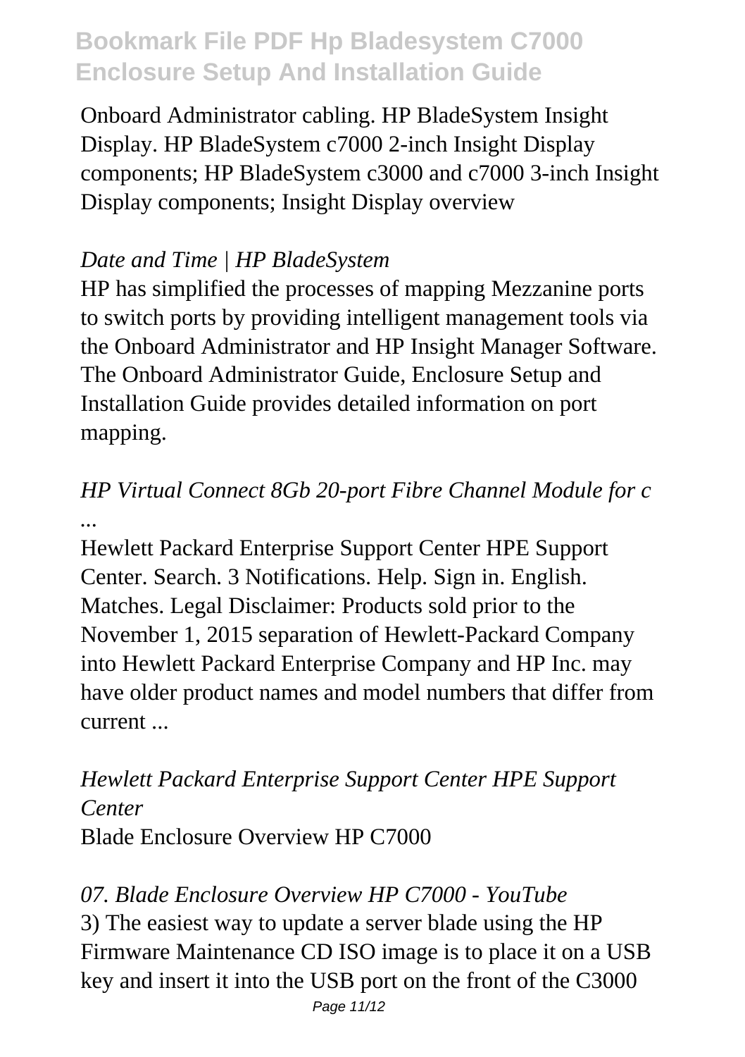Onboard Administrator cabling. HP BladeSystem Insight Display. HP BladeSystem c7000 2-inch Insight Display components; HP BladeSystem c3000 and c7000 3-inch Insight Display components; Insight Display overview

*Date and Time | HP BladeSystem*

HP has simplified the processes of mapping Mezzanine ports to switch ports by providing intelligent management tools via the Onboard Administrator and HP Insight Manager Software. The Onboard Administrator Guide, Enclosure Setup and Installation Guide provides detailed information on port mapping.

*HP Virtual Connect 8Gb 20-port Fibre Channel Module for c ...*

Hewlett Packard Enterprise Support Center HPE Support Center. Search. 3 Notifications. Help. Sign in. English. Matches. Legal Disclaimer: Products sold prior to the November 1, 2015 separation of Hewlett-Packard Company into Hewlett Packard Enterprise Company and HP Inc. may have older product names and model numbers that differ from current ...

*Hewlett Packard Enterprise Support Center HPE Support Center*

Blade Enclosure Overview HP C7000

*07. Blade Enclosure Overview HP C7000 - YouTube*

3) The easiest way to update a server blade using the HP Firmware Maintenance CD ISO image is to place it on a USB key and insert it into the USB port on the front of the C3000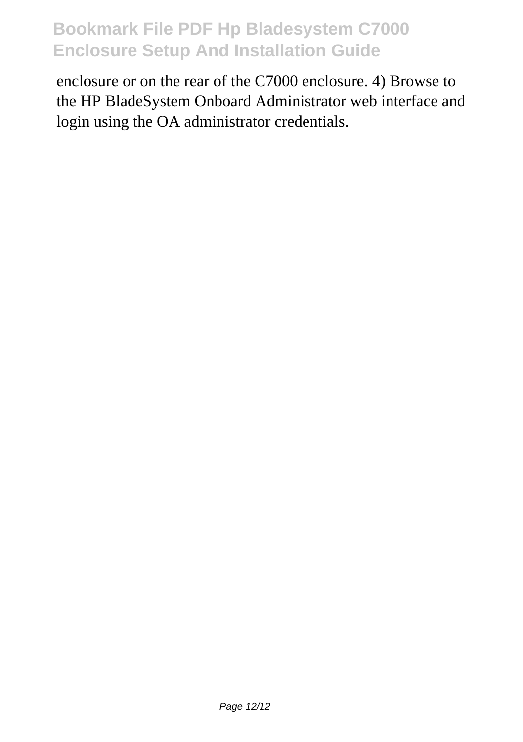enclosure or on the rear of the C7000 enclosure. 4) Browse to the HP BladeSystem Onboard Administrator web interface and login using the OA administrator credentials.